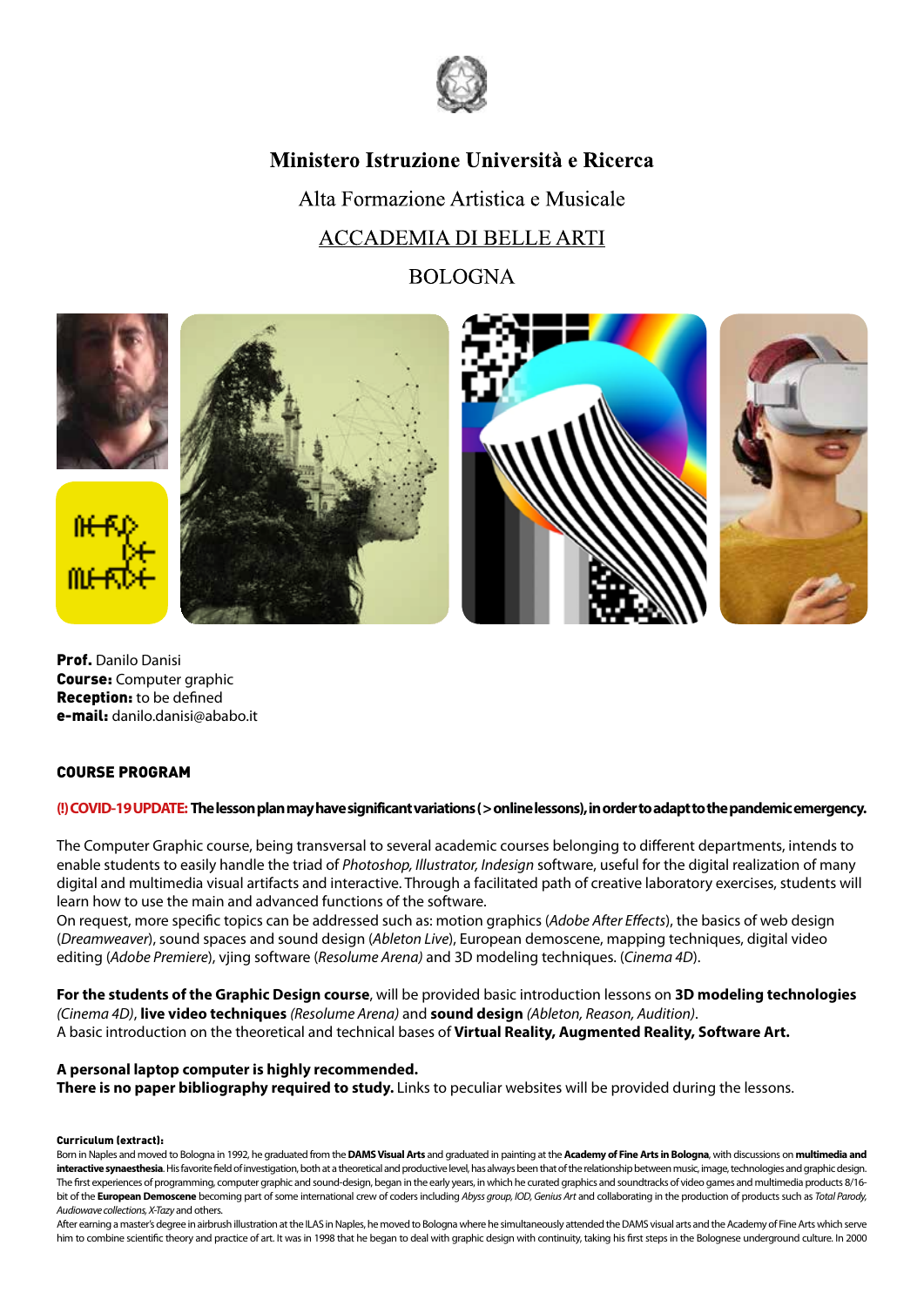**Ministero Istruzione Università e Ricerca**

Alta Formazione Artistica e Musicale

ACCADEMIA DI BELLE ARTI

BOLOGNA

**Prof.** Danilo Danisi
**Course:** Computer graphic
**Reception:** to be defined
**e-mail:** danilo.danisi@ababo.it

## COURSE PROGRAM

**(!) COVID-19 UPDATE: The lesson plan may have significant variations (> online lessons), in order to adapt to the pandemic emergency.**

The Computer Graphic course, being transversal to several academic courses belonging to different departments, intends to enable students to easily handle the triad of *Photoshop, Illustrator, Indesign* software, useful for the digital realization of many digital and multimedia visual artifacts and interactive. Through a facilitated path of creative laboratory exercises, students will learn how to use the main and advanced functions of the software.
On request, more specific topics can be addressed such as: motion graphics (*Adobe After Effects*), the basics of web design (*Dreamweaver*), sound spaces and sound design (*Ableton Live*), European demoscene, mapping techniques, digital video editing (*Adobe Premiere*), vjing software (*Resolume Arena)* and 3D modeling techniques. (*Cinema 4D*).

**For the students of the Graphic Design course**, will be provided basic introduction lessons on **3D modeling technologies** *(Cinema 4D)*, **live video techniques** *(Resolume Arena)* and **sound design** *(Ableton, Reason, Audition)*.
A basic introduction on the theoretical and technical bases of **Virtual Reality, Augmented Reality, Software Art.**

**A personal laptop computer is highly recommended.**
**There is no paper bibliography required to study.** Links to peculiar websites will be provided during the lessons.

**Curriculum (extract):**

Born in Naples and moved to Bologna in 1992, he graduated from the **DAMS Visual Arts** and graduated in painting at the **Academy of Fine Arts in Bologna**, with discussions on **multimedia and interactive synaesthesia**. His favorite field of investigation, both at a theoretical and productive level, has always been that of the relationship between music, image, technologies and graphic design. The first experiences of programming, computer graphic and sound-design, began in the early years, in which he curated graphics and soundtracks of video games and multimedia products 8/16-bit of the **European Demoscene** becoming part of some international crew of coders including *Abyss group, IOD, Genius Art* and collaborating in the production of products such as *Total Parody, Audiowave collections, X-Tazy* and others.

After earning a master's degree in airbrush illustration at the ILAS in Naples, he moved to Bologna where he simultaneously attended the DAMS visual arts and the Academy of Fine Arts which serve him to combine scientific theory and practice of art. It was in 1998 that he began to deal with graphic design with continuity, taking his first steps in the Bolognese underground culture. In 2000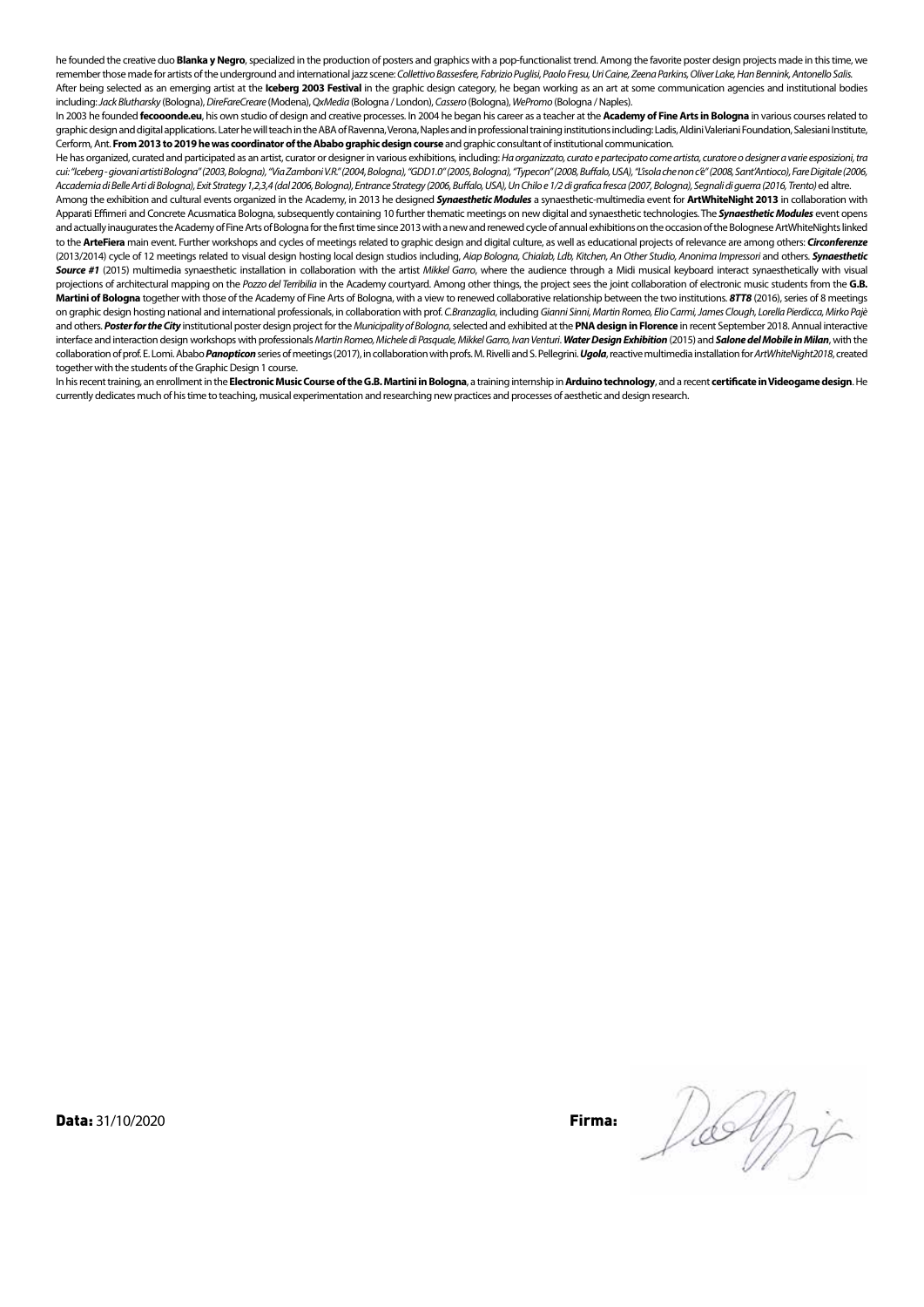he founded the creative duo **Blanka y Negro**, specialized in the production of posters and graphics with a pop-functionalist trend. Among the favorite poster design projects made in this time, we remember those made for artists of the underground and international jazz scene: *Collettivo Bassesfere, Fabrizio Puglisi, Paolo Fresu, Uri Caine, Zeena Parkins, Oliver Lake, Han Bennink, Antonello Salis.*
After being selected as an emerging artist at the **Iceberg 2003 Festival** in the graphic design category, he began working as an art at some communication agencies and institutional bodies including: *Jack Blutharsky* (Bologna), *DireFareCreare* (Modena), *QxMedia* (Bologna / London), *Cassero* (Bologna), *WePromo* (Bologna / Naples).

In 2003 he founded **fecooonde.eu**, his own studio of design and creative processes. In 2004 he began his career as a teacher at the **Academy of Fine Arts in Bologna** in various courses related to graphic design and digital applications. Later he will teach in the ABA of Ravenna, Verona, Naples and in professional training institutions including: Ladis, Aldini Valeriani Foundation, Salesiani Institute, Cerform, Ant. **From 2013 to 2019 he was coordinator of the Ababo graphic design course** and graphic consultant of institutional communication.

He has organized, curated and participated as an artist, curator or designer in various exhibitions, including: *Ha organizzato, curato e partecipato come artista, curatore o designer a varie esposizioni, tra cui: "Iceberg - giovani artisti Bologna" (2003, Bologna), "Via Zamboni V.R." (2004, Bologna), "GDD1.0" (2005, Bologna), "Typecon" (2008, Buffalo, USA), "L'isola che non c'è" (2008, Sant'Antioco), Fare Digitale (2006, Accademia di Belle Arti di Bologna), Exit Strategy 1,2,3,4 (dal 2006, Bologna), Entrance Strategy (2006, Buffalo, USA), Un Chilo e 1/2 di grafica fresca (2007, Bologna), Segnali di guerra (2016, Trento)* ed altre.

Among the exhibition and cultural events organized in the Academy, in 2013 he designed ***Synaesthetic Modules*** a synaesthetic-multimedia event for **ArtWhiteNight 2013** in collaboration with Apparati Effimeri and Concrete Acusmatica Bologna, subsequently containing 10 further thematic meetings on new digital and synaesthetic technologies. The ***Synaesthetic Modules*** event opens and actually inaugurates the Academy of Fine Arts of Bologna for the first time since 2013 with a new and renewed cycle of annual exhibitions on the occasion of the Bolognese ArtWhiteNights linked to the **ArteFiera** main event. Further workshops and cycles of meetings related to graphic design and digital culture, as well as educational projects of relevance are among others: ***Circonferenze*** (2013/2014) cycle of 12 meetings related to visual design hosting local design studios including, *Aiap Bologna, Chialab, Ldb, Kitchen, An Other Studio, Anonima Impressori* and others. ***Synaesthetic Source #1*** (2015) multimedia synaesthetic installation in collaboration with the artist *Mikkel Garro*, where the audience through a Midi musical keyboard interact synaesthetically with visual projections of architectural mapping on the *Pozzo del Terribilia* in the Academy courtyard. Among other things, the project sees the joint collaboration of electronic music students from the **G.B. Martini of Bologna** together with those of the Academy of Fine Arts of Bologna, with a view to renewed collaborative relationship between the two institutions. ***8TT8*** (2016), series of 8 meetings on graphic design hosting national and international professionals, in collaboration with prof. *C.Branzaglia*, including *Gianni Sinni, Martin Romeo, Elio Carmi, James Clough, Lorella Pierdicca, Mirko Pajè* and others. ***Poster for the City*** institutional poster design project for the *Municipality of Bologna*, selected and exhibited at the **PNA design in Florence** in recent September 2018. Annual interactive interface and interaction design workshops with professionals *Martin Romeo, Michele di Pasquale, Mikkel Garro, Ivan Venturi*. ***Water Design Exhibition*** (2015) and ***Salone del Mobile in Milan***, with the collaboration of prof. E. Lomi. Ababo ***Panopticon*** series of meetings (2017), in collaboration with profs. M. Rivelli and S. Pellegrini. ***Ugola***, reactive multimedia installation for *ArtWhiteNight2018*, created together with the students of the Graphic Design 1 course.

In his recent training, an enrollment in the **Electronic Music Course of the G.B. Martini in Bologna**, a training internship in **Arduino technology**, and a recent **certificate in Videogame design**. He currently dedicates much of his time to teaching, musical experimentation and researching new practices and processes of aesthetic and design research.

**Data:** 31/10/2020 **Firma:**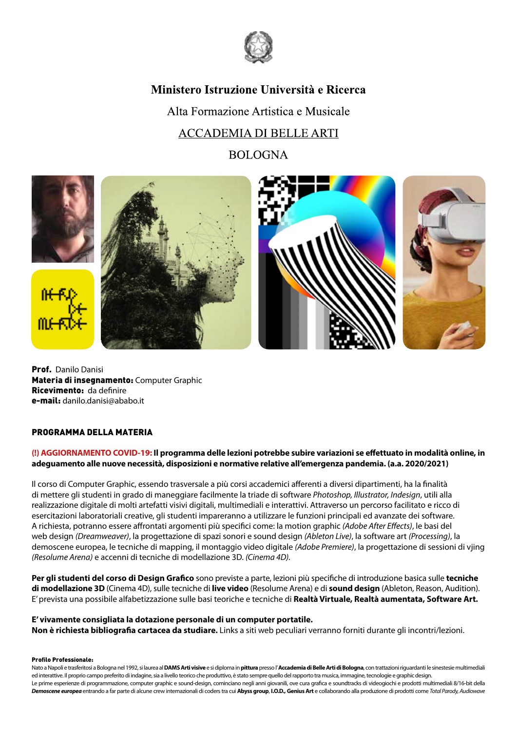Ministero Istruzione Università e Ricerca

Alta Formazione Artistica e Musicale

ACCADEMIA DI BELLE ARTI

BOLOGNA

**Prof.** Danilo Danisi
**Materia di insegnamento:** Computer Graphic
**Ricevimento:** da definire
**e-mail:** danilo.danisi@ababo.it

## PROGRAMMA DELLA MATERIA

**(!) AGGIORNAMENTO COVID-19: Il programma delle lezioni potrebbe subire variazioni se effettuato in modalità online, in adeguamento alle nuove necessità, disposizioni e normative relative all'emergenza pandemia. (a.a. 2020/2021)**

Il corso di Computer Graphic, essendo trasversale a più corsi accademici afferenti a diversi dipartimenti, ha la finalità di mettere gli studenti in grado di maneggiare facilmente la triade di software *Photoshop, Illustrator, Indesign*, utili alla realizzazione digitale di molti artefatti visivi digitali, multimediali e interattivi. Attraverso un percorso facilitato e ricco di esercitazioni laboratoriali creative, gli studenti impareranno a utilizzare le funzioni principali ed avanzate dei software. A richiesta, potranno essere affrontati argomenti più specifici come: la motion graphic *(Adobe After Effects)*, le basi del web design *(Dreamweaver)*, la progettazione di spazi sonori e sound design *(Ableton Live)*, la software art *(Processing)*, la demoscene europea, le tecniche di mapping, il montaggio video digitale *(Adobe Premiere)*, la progettazione di sessioni di vjing *(Resolume Arena)* e accenni di tecniche di modellazione 3D. *(Cinema 4D)*.

**Per gli studenti del corso di Design Grafico** sono previste a parte, lezioni più specifiche di introduzione basica sulle **tecniche di modellazione 3D** (Cinema 4D), sulle tecniche di **live video** (Resolume Arena) e di **sound design** (Ableton, Reason, Audition). E' prevista una possibile alfabetizzazione sulle basi teoriche e tecniche di **Realtà Virtuale, Realtà aumentata, Software Art.**

**E' vivamente consigliata la dotazione personale di un computer portatile.**
**Non è richiesta bibliografia cartacea da studiare.** Links a siti web peculiari verranno forniti durante gli incontri/lezioni.

**Profilo Professionale:**
Nato a Napoli e trasferitosi a Bologna nel 1992, si laurea al **DAMS Arti visive** e si diploma in **pittura** presso l'**Accademia di Belle Arti di Bologna**, con trattazioni riguardanti le sinestesie multimediali ed interattive. Il proprio campo preferito di indagine, sia a livello teorico che produttivo, è stato sempre quello del rapporto tra musica, immagine, tecnologie e graphic design.
Le prime esperienze di programmazione, computer graphic e sound-design, cominciano negli anni giovanili, ove cura grafica e soundtracks di videogiochi e prodotti multimediali 8/16-bit della ***Demoscene europea*** entrando a far parte di alcune crew internazionali di coders tra cui **Abyss group**, **I.O.D., Genius Art** e collaborando alla produzione di prodotti come *Total Parody, Audiowave*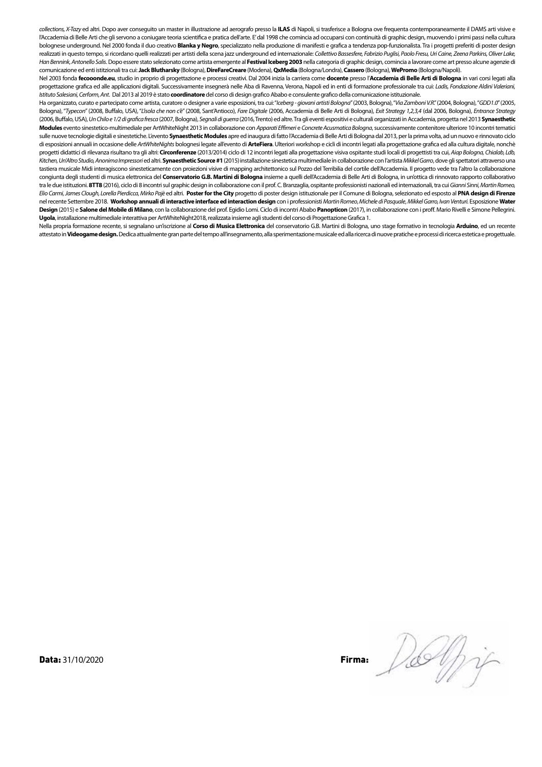*collections, X-Tazy* ed altri. Dopo aver conseguito un master in illustrazione ad aerografo presso la **ILAS** di Napoli, si trasferisce a Bologna ove frequenta contemporaneamente il DAMS arti visive e l'Accademia di Belle Arti che gli servono a coniugare teoria scientifica e pratica dell'arte. E' dal 1998 che comincia ad occuparsi con continuità di graphic design, muovendo i primi passi nella cultura bolognese underground. Nel 2000 fonda il duo creativo **Blanka y Negro**, specializzato nella produzione di manifesti e grafica a tendenza pop-funzionalista. Tra i progetti preferiti di poster design realizzati in questo tempo, si ricordano quelli realizzati per artisti della scena jazz underground ed internazionale: *Collettivo Bassesfere, Fabrizio Puglisi, Paolo Fresu, Uri Caine, Zeena Parkins, Oliver Lake, Han Bennink, Antonello Salis*. Dopo essere stato selezionato come artista emergente al **Festival Iceberg 2003** nella categoria di graphic design, comincia a lavorare come art presso alcune agenzie di comunicazione ed enti istitzionali tra cui: **Jack Bluthar­sky** (Bologna), **DireFareCreare** (Modena), **QxMedia** (Bologna/Londra), **Cassero** (Bologna), **WePromo** (Bologna/Napoli).

Nel 2003 fonda **fecooonde.eu**, studio in proprio di progettazione e processi creativi. Dal 2004 inizia la carriera come **docente** presso l'**Accademia di Belle Arti di Bologna** in vari corsi legati alla progettazione grafica ed alle applicazioni digitali. Successivamente insegnerà nelle Aba di Ravenna, Verona, Napoli ed in enti di formazione professionale tra cui: *Ladis, Fondazione Aldini Valeriani, Istituto Salesiani, Cerform, Ant*. Dal 2013 al 2019 è stato **coordinatore** del corso di design grafico Ababo e consulente grafico della comunicazione istituzionale.

Ha organizzato, curato e partecipato come artista, curatore o designer a varie esposizioni, tra cui: "*Iceberg - giovani artisti Bologna*" (2003, Bologna), "*Via Zamboni V.R.*" (2004, Bologna), "*GDD1.0*" (2005, Bologna), "*Typecon*" (2008, Buffalo, USA), "*L'isola che non c'è*" (2008, Sant'Antioco), *Fare Digitale* (2006, Accademia di Belle Arti di Bologna), *Exit Strategy 1,2,3,4* (dal 2006, Bologna), *Entrance Strategy* (2006, Buffalo, USA), *Un Chilo e 1/2 di grafica fresca* (2007, Bologna), *Segnali di guerra* (2016, Trento) ed altre. Tra gli eventi espositivi e culturali organizzati in Accademia, progetta nel 2013 **Synaesthetic Modules** evento sinestetico-multimediale per ArtWhiteNight 2013 in collaborazione con *Apparati Effimeri* e *Concrete Acusmatica Bologna*, successivamente contenitore ulteriore 10 incontri tematici sulle nuove tecnologie digitali e sinestetiche. L'evento **Synaesthetic Modules** apre ed inaugura di fatto l'Accademia di Belle Arti di Bologna dal 2013, per la prima volta, ad un nuovo e rinnovato ciclo di esposizioni annuali in occasione delle *ArtWhiteNights* bolognesi legate all'evento di **ArteFiera**. Ulteriori workshop e cicli di incontri legati alla progettazione grafica ed alla cultura digitale, nonchè progetti didattici di rilevanza risultano tra gli altri: **Circonferenze** (2013/2014) ciclo di 12 incontri legati alla progettazione visiva ospitante studi locali di progettisti tra cui, *Aiap Bologna, Chialab, Ldb, Kitchen, Un'Altro Studio, Anonima Impressori* ed altri. **Synaesthetic Source #1** (2015) installazione sinestetica multimediale in collaborazione con l'artista *Mikkel Garro*, dove gli spettatori attraverso una tastiera musicale Midi interagiscono sinesteticamente con proiezioni visive di mapping architettonico sul Pozzo del Terribilia del cortile dell'Accademia. Il progetto vede tra l'altro la collaborazione congiunta degli studenti di musica elettronica del **Conservatorio G.B. Martini di Bologna** insieme a quelli dell'Accademia di Belle Arti di Bologna, in un'ottica di rinnovato rapporto collaborativo tra le due istituzioni. **8TT8** (2016), ciclo di 8 incontri sul graphic design in collaborazione con il prof. C. Branzaglia, ospitante professionisti nazionali ed internazionali, tra cui *Gianni Sinni, Martin Romeo, Elio Carmi, James Clough, Lorella Pierdicca, Mirko Pajè* ed altri. **Poster for the City** progetto di poster design istituzionale per il Comune di Bologna, selezionato ed esposto al **PNA design di Firenze** nel recente Settembre 2018. **Workshop annuali di interactive interface ed interaction design** con i professionisti *Martin Romeo, Michele di Pasquale, Mikkel Garro, Ivan Venturi*. Esposizione **Water Design** (2015) e **Salone del Mobile di Milano**, con la collaborazione del prof. Egidio Lomi. Ciclo di incontri Ababo **Panopticon** (2017), in collaborazione con i proff. Mario Rivelli e Simone Pellegrini. **Ugola**, installazione multimediale interattiva per ArtWhiteNight2018, realizzata insieme agli studenti del corso di Progettazione Grafica 1.

Nella propria formazione recente, si segnalano un'iscrizione al **Corso di Musica Elettronica** del conservatorio G.B. Martini di Bologna, uno stage formativo in tecnologia **Arduino**, ed un recente attestato in **Videogame design.** Dedica attualmente gran parte del tempo all'insegnamento, alla sperimentazione musicale ed alla ricerca di nuove pratiche e processi di ricerca estetica e progettuale.

**Data:** 31/10/2020

**Firma:**